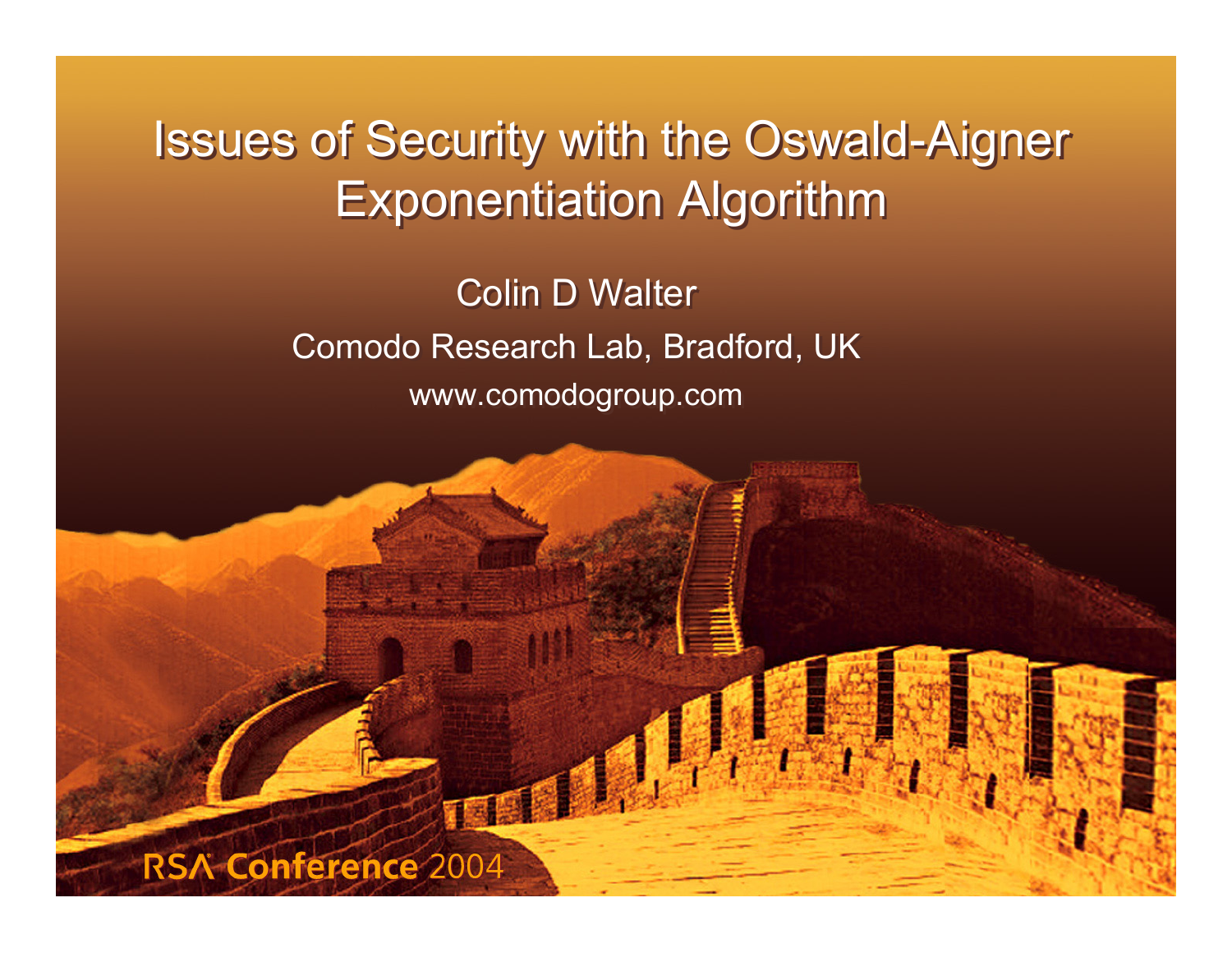# Issues of Security with the Oswald-Aigner Exponentiation Algorithm

Colin D Walter

Comodo Research Lab, Bradford, UK

www.comodogroup.com

RSA Conference 2004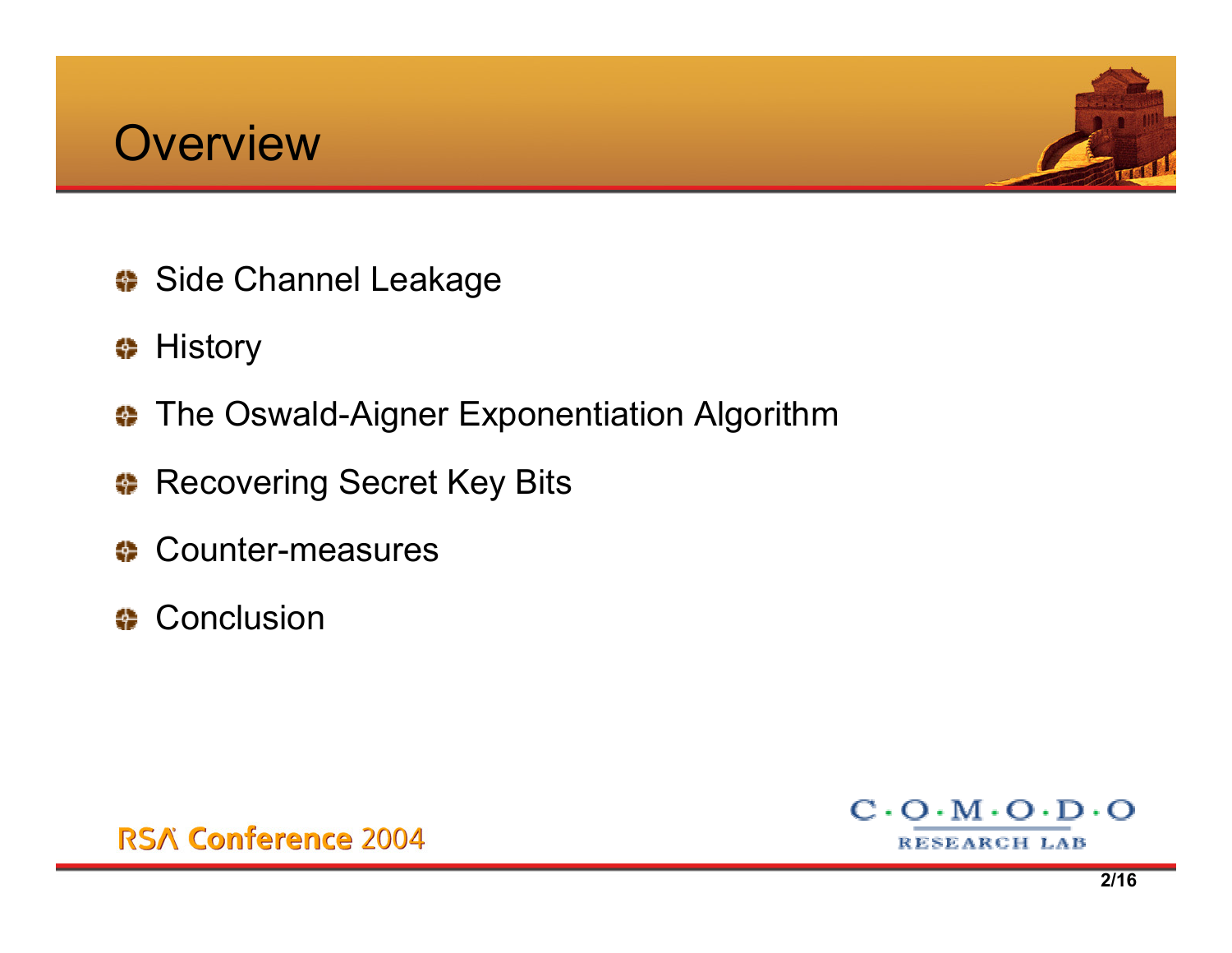# Overview

- Side Channel Leakage
- History
- The Oswald-Aigner Exponentiation Algorithm
- Recovering Secret Key Bits
- Counter-measures
- Conclusion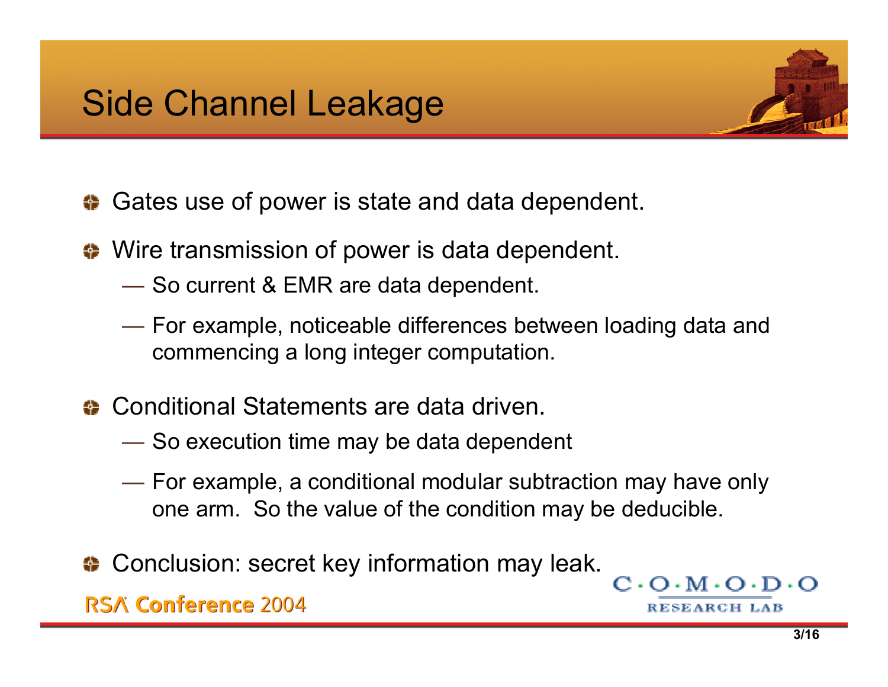# Side Channel Leakage

- Gates use of power is state and data dependent.
- Wire transmission of power is data dependent.
  - So current & EMR are data dependent.
  - For example, noticeable differences between loading data and commencing a long integer computation.
- Conditional Statements are data driven.
  - So execution time may be data dependent
  - For example, a conditional modular subtraction may have only one arm. So the value of the condition may be deducible.
- Conclusion: secret key information may leak.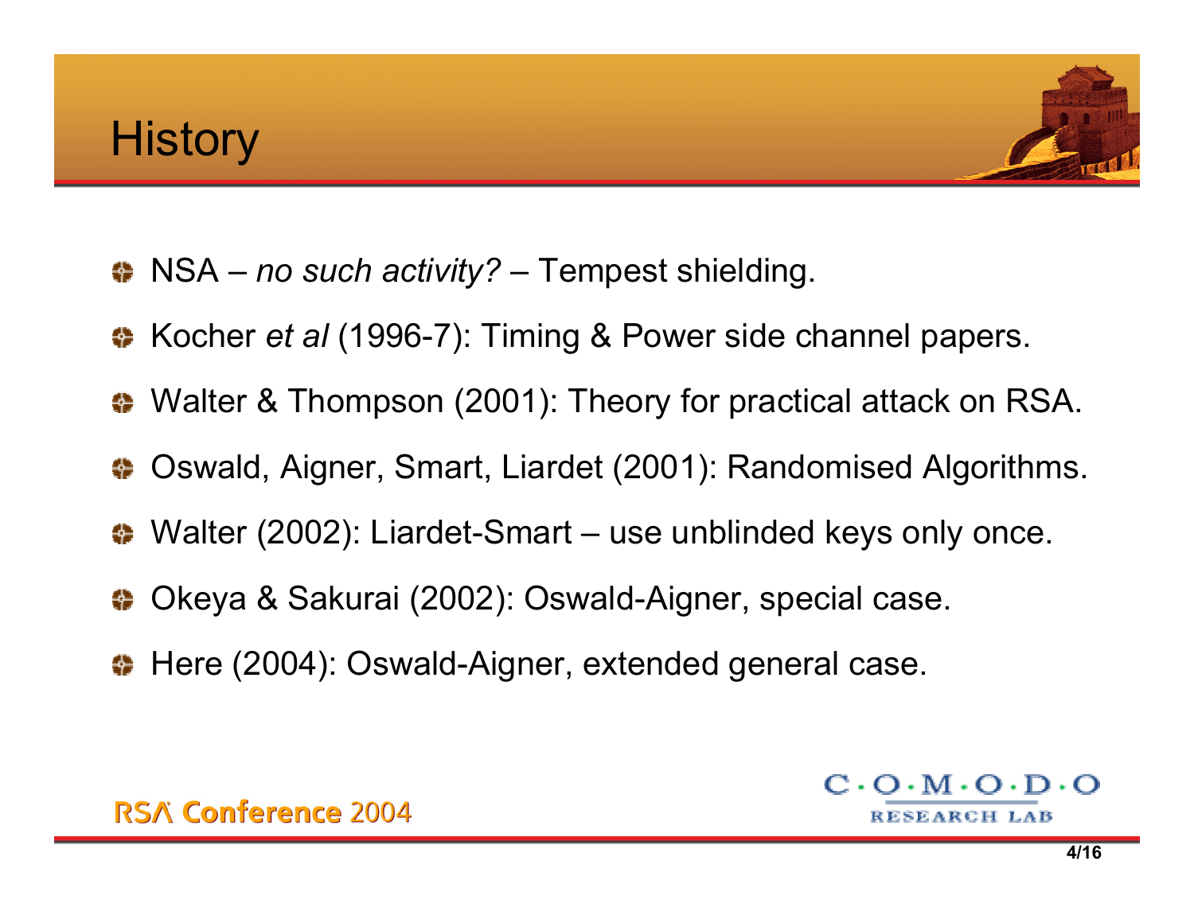# History

- NSA – *no such activity?* – Tempest shielding.
- Kocher *et al* (1996-7): Timing & Power side channel papers.
- Walter & Thompson (2001): Theory for practical attack on RSA.
- Oswald, Aigner, Smart, Liardet (2001): Randomised Algorithms.
- Walter (2002): Liardet-Smart – use unblinded keys only once.
- Okeya & Sakurai (2002): Oswald-Aigner, special case.
- Here (2004): Oswald-Aigner, extended general case.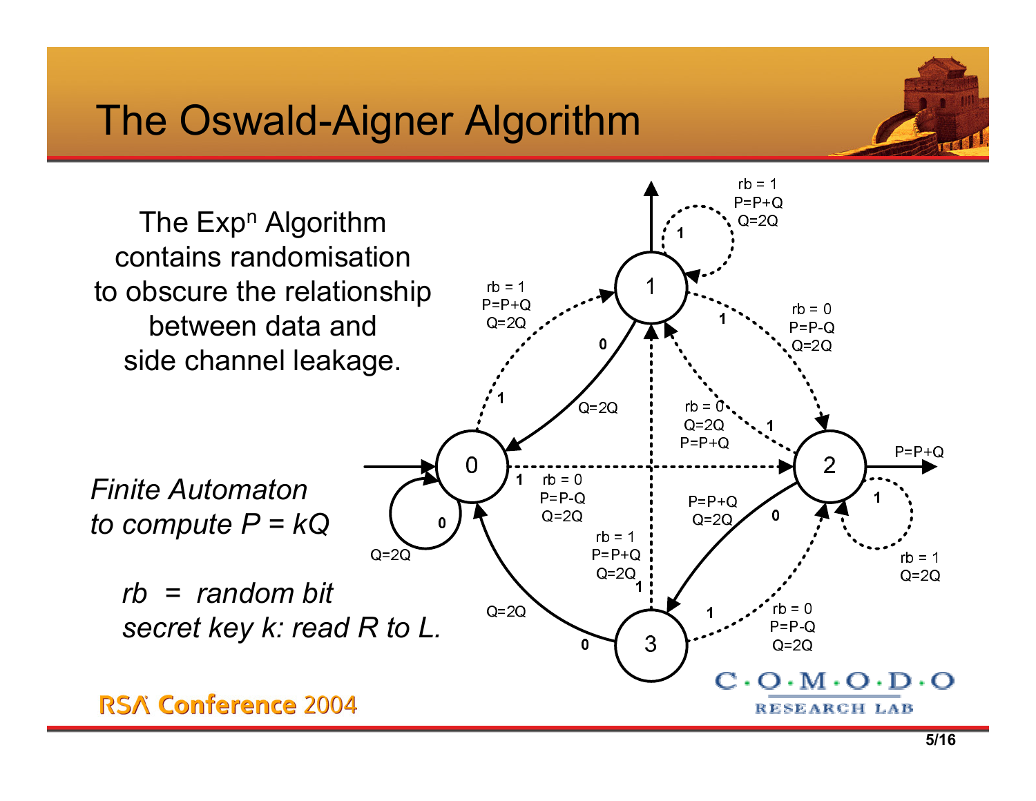# The Oswald-Aigner Algorithm

The $Exp^n$ Algorithm contains randomisation to obscure the relationship between data and side channel leakage.

*Finite Automaton to compute $P = kQ$*

*rb = random bit*
*secret key k: read R to L.*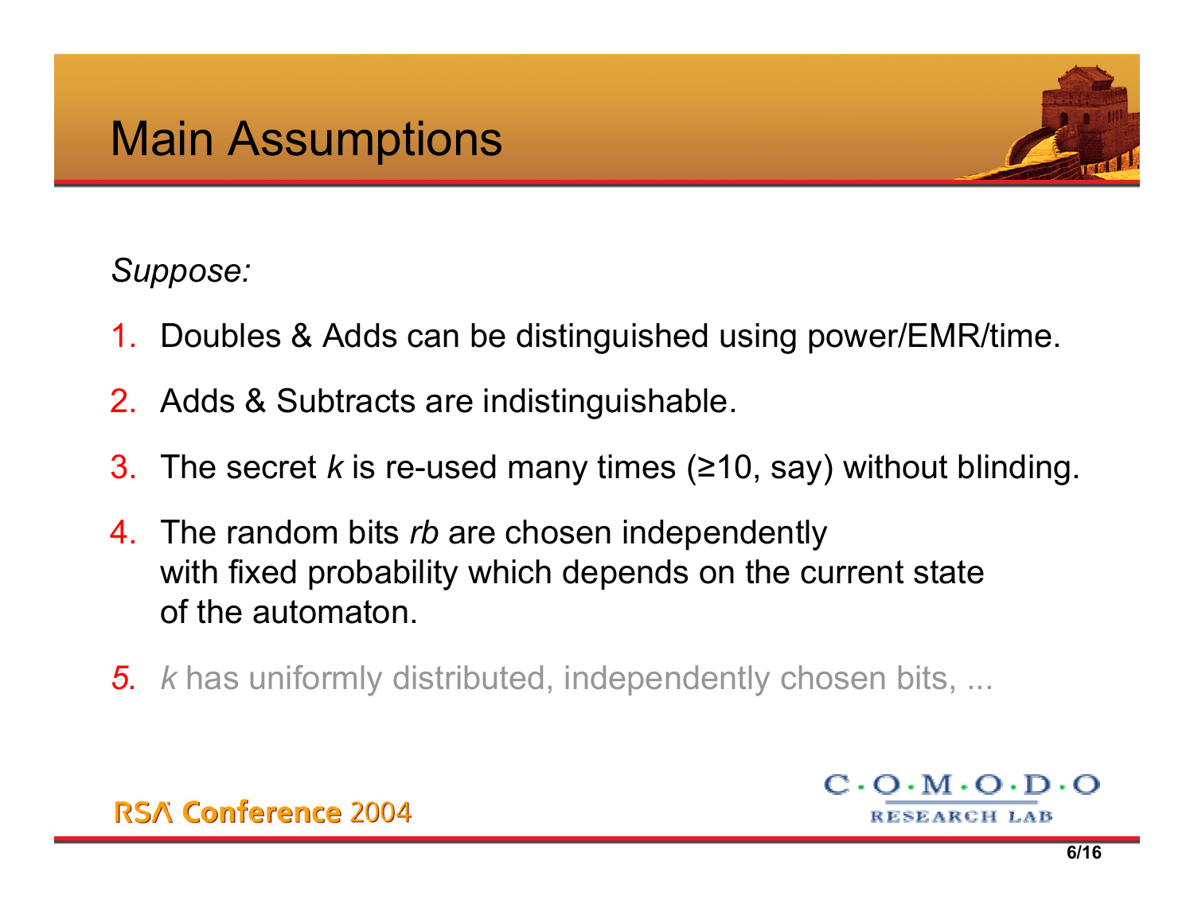# Main Assumptions

*Suppose:*

1. Doubles & Adds can be distinguished using power/EMR/time.
2. Adds & Subtracts are indistinguishable.
3. The secret $k$ is re-used many times (≥10, say) without blinding.
4. The random bits $rb$ are chosen independently with fixed probability which depends on the current state of the automaton.
5. $k$ has uniformly distributed, independently chosen bits, ...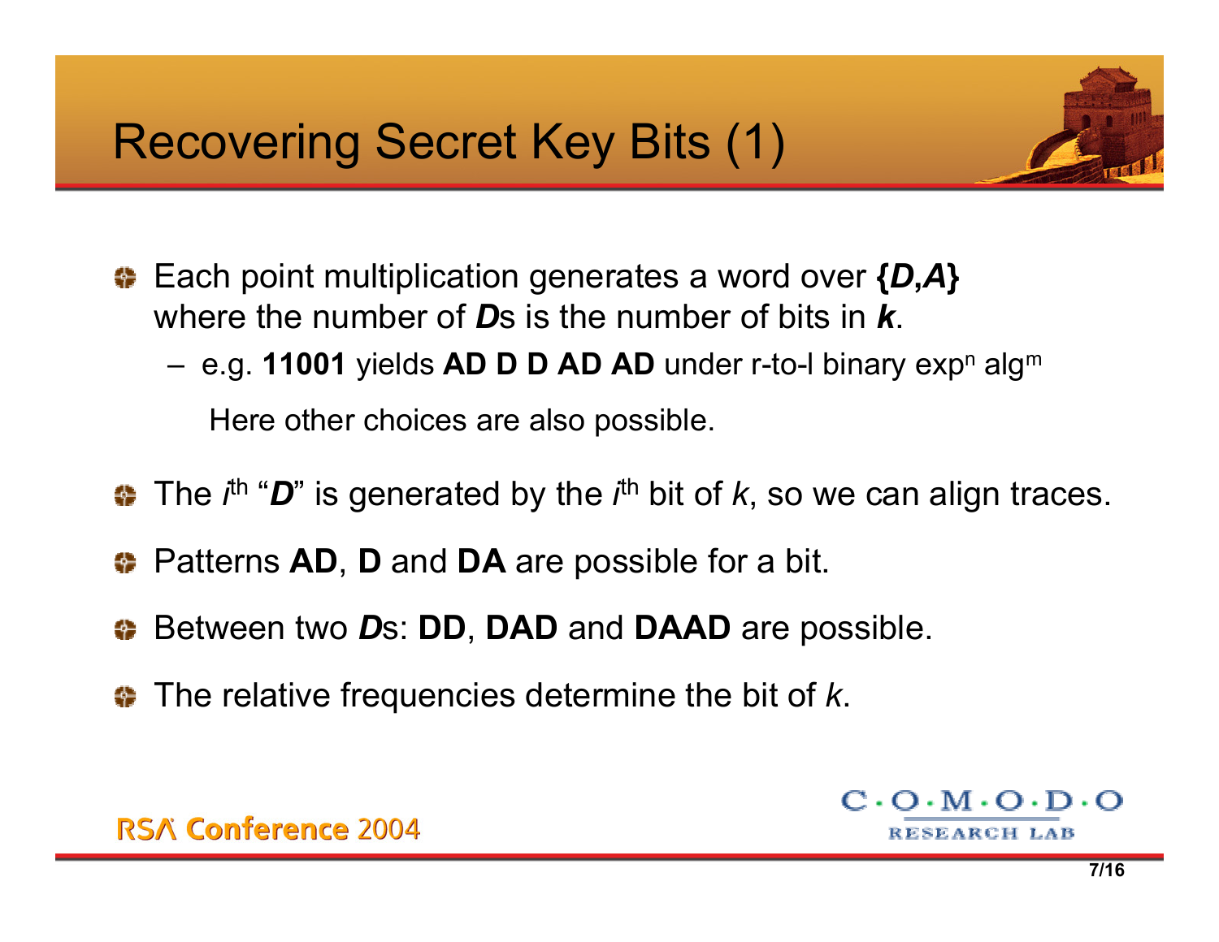# Recovering Secret Key Bits (1)

- Each point multiplication generates a word over **{*D*,*A*}** where the number of ***D***s is the number of bits in ***k***.
  - e.g. **11001** yields **AD D D AD AD** under r-to-l binary exp$^n$ alg$^m$

    Here other choices are also possible.

- The $i^{th}$ "***D***" is generated by the $i^{th}$ bit of $k$, so we can align traces.
- Patterns **AD**, **D** and **DA** are possible for a bit.
- Between two ***D***s: **DD**, **DAD** and **DAAD** are possible.
- The relative frequencies determine the bit of $k$.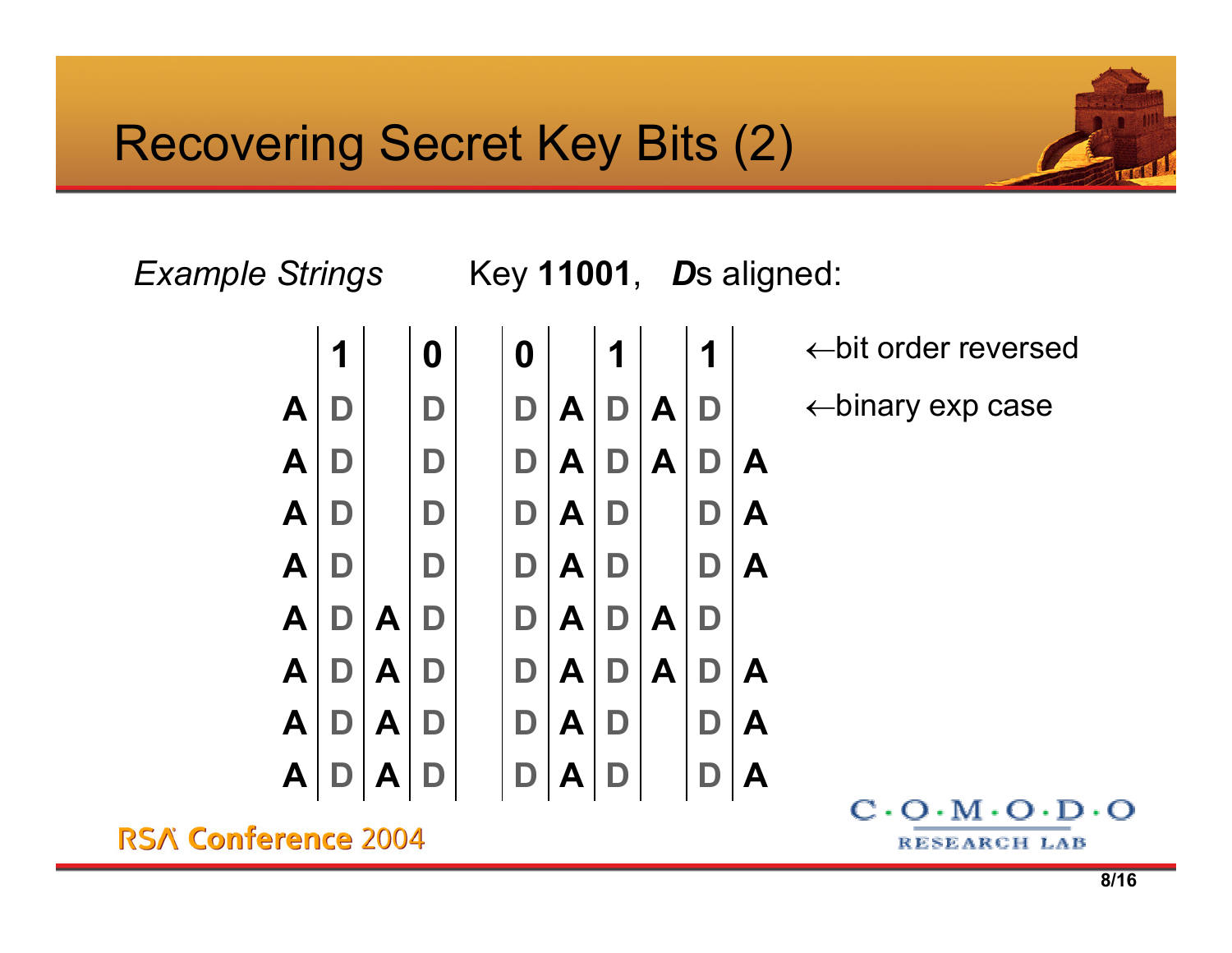# Recovering Secret Key Bits (2)

*Example Strings* Key **11001**, ***D*s aligned:**

| | | | | | | | | | | |
|---|---|---|---|---|---|---|---|---|---|---|
| | **1** | | **0** | **0** | | **1** | | **1** | | ←bit order reversed |
| **A** | D | | D | D | **A** | D | **A** | D | | ←binary exp case |
| **A** | D | | D | D | **A** | D | **A** | D | **A** | |
| **A** | D | | D | D | **A** | D | | D | **A** | |
| **A** | D | | D | D | **A** | D | | D | **A** | |
| **A** | D | **A** | D | D | **A** | D | **A** | D | | |
| **A** | D | **A** | D | D | **A** | D | **A** | D | **A** | |
| **A** | D | **A** | D | D | **A** | D | | D | **A** | |
| **A** | D | **A** | D | D | **A** | D | | D | **A** | |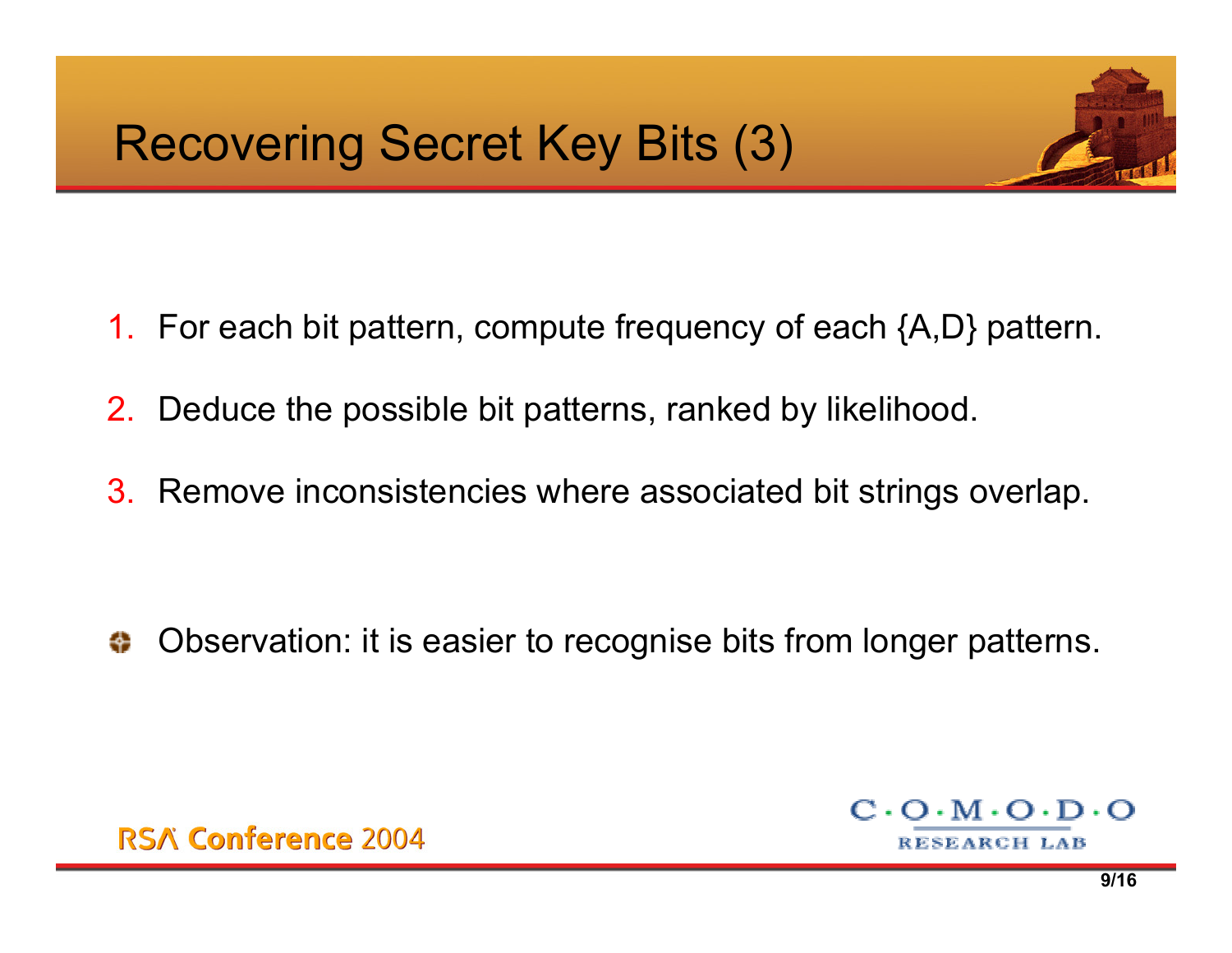# Recovering Secret Key Bits (3)

1. For each bit pattern, compute frequency of each {A,D} pattern.
2. Deduce the possible bit patterns, ranked by likelihood.
3. Remove inconsistencies where associated bit strings overlap.

- Observation: it is easier to recognise bits from longer patterns.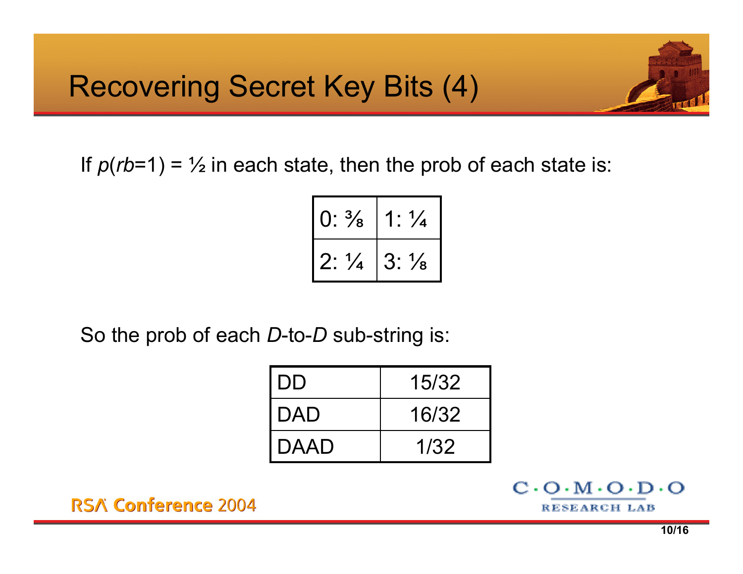# Recovering Secret Key Bits (4)

If $p(rb=1) = \frac{1}{2}$ in each state, then the prob of each state is:

| | |
|---|---|
| 0: ⅜ | 1: ¼ |
| 2: ¼ | 3: ⅛ |

So the prob of each *D*-to-*D* sub-string is:

| | |
|---|---|
| DD | 15/32 |
| DAD | 16/32 |
| DAAD | 1/32 |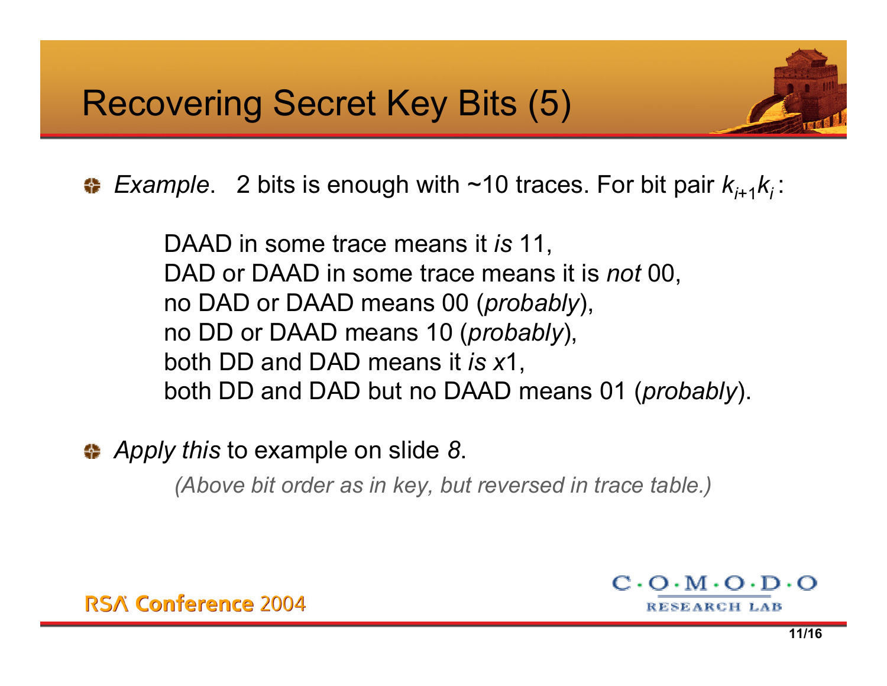# Recovering Secret Key Bits (5)

- *Example*. 2 bits is enough with ~10 traces. For bit pair $k_{i+1}k_i$:

  DAAD in some trace means it *is* 11,
  DAD or DAAD in some trace means it is *not* 00,
  no DAD or DAAD means 00 (*probably*),
  no DD or DAAD means 10 (*probably*),
  both DD and DAD means it *is* $x$1,
  both DD and DAD but no DAAD means 01 (*probably*).

- *Apply this* to example on slide *8*.

  *(Above bit order as in key, but reversed in trace table.)*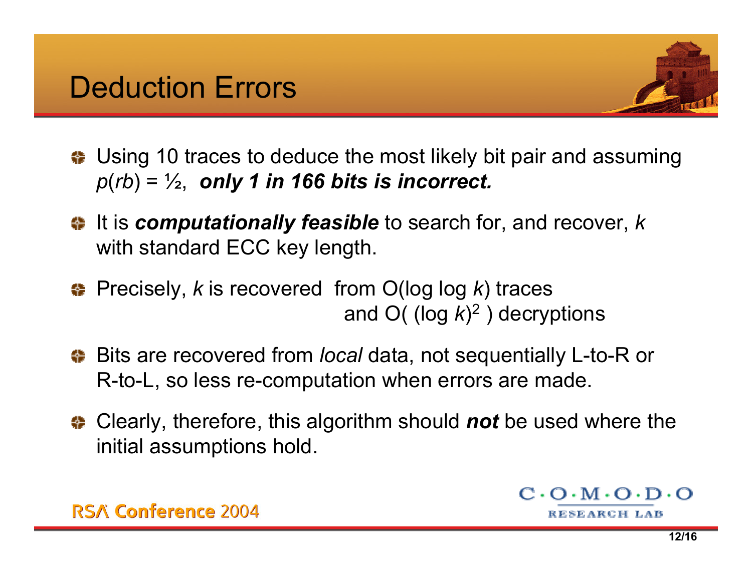# Deduction Errors

- Using 10 traces to deduce the most likely bit pair and assuming $p(rb) = \frac{1}{2}$, ***only 1 in 166 bits is incorrect.***
- It is ***computationally feasible*** to search for, and recover, $k$ with standard ECC key length.
- Precisely, $k$ is recovered from $O(\log \log k)$ traces and $O((\log k)^2)$ decryptions
- Bits are recovered from *local* data, not sequentially L-to-R or R-to-L, so less re-computation when errors are made.
- Clearly, therefore, this algorithm should ***not*** be used where the initial assumptions hold.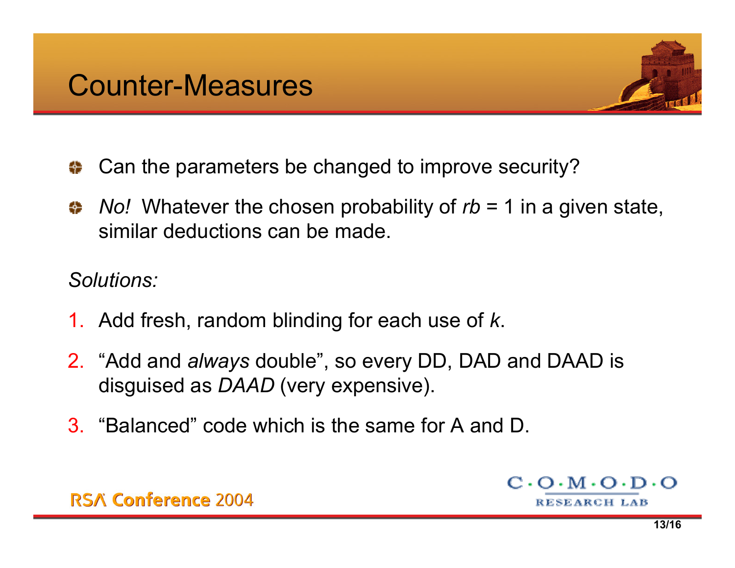# Counter-Measures

- Can the parameters be changed to improve security?
- *No!* Whatever the chosen probability of $rb = 1$ in a given state, similar deductions can be made.

*Solutions:*

1. Add fresh, random blinding for each use of $k$.
2. "Add and *always* double", so every DD, DAD and DAAD is disguised as *DAAD* (very expensive).
3. "Balanced" code which is the same for A and D.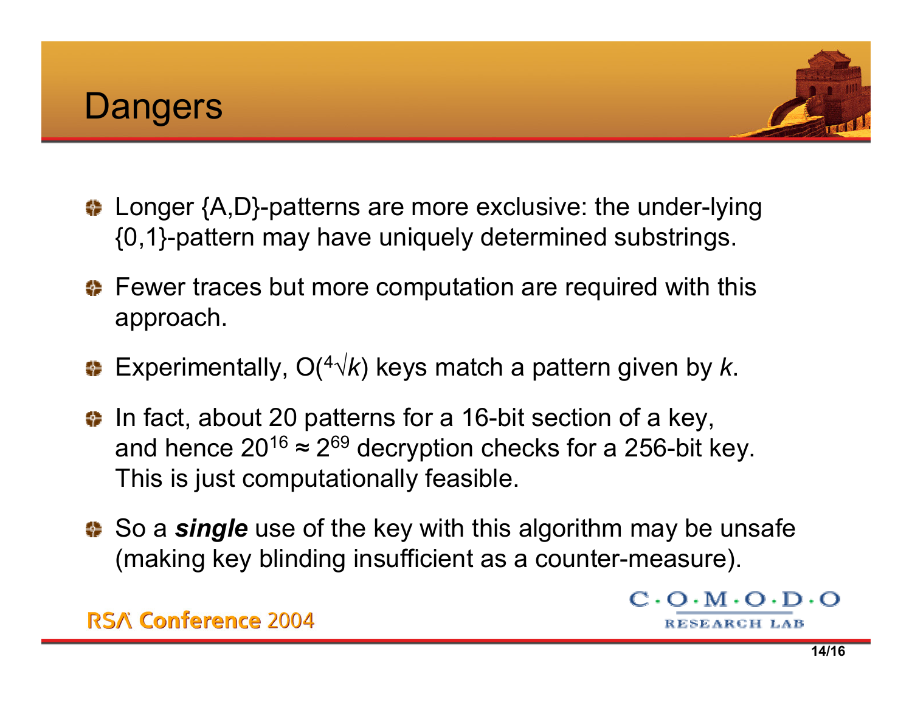# Dangers

- Longer {A,D}-patterns are more exclusive: the under-lying {0,1}-pattern may have uniquely determined substrings.
- Fewer traces but more computation are required with this approach.
- Experimentally, $O(\sqrt[4]{k})$ keys match a pattern given by $k$.
- In fact, about 20 patterns for a 16-bit section of a key, and hence $20^{16} \approx 2^{69}$ decryption checks for a 256-bit key. This is just computationally feasible.
- So a ***single*** use of the key with this algorithm may be unsafe (making key blinding insufficient as a counter-measure).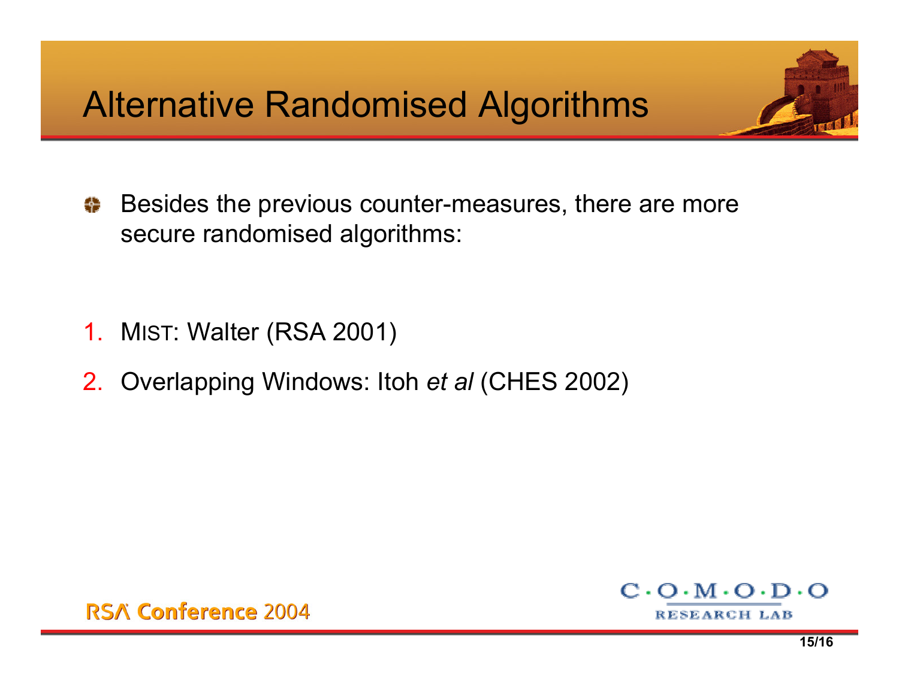# Alternative Randomised Algorithms

- Besides the previous counter-measures, there are more secure randomised algorithms:

1. MIST: Walter (RSA 2001)
2. Overlapping Windows: Itoh *et al* (CHES 2002)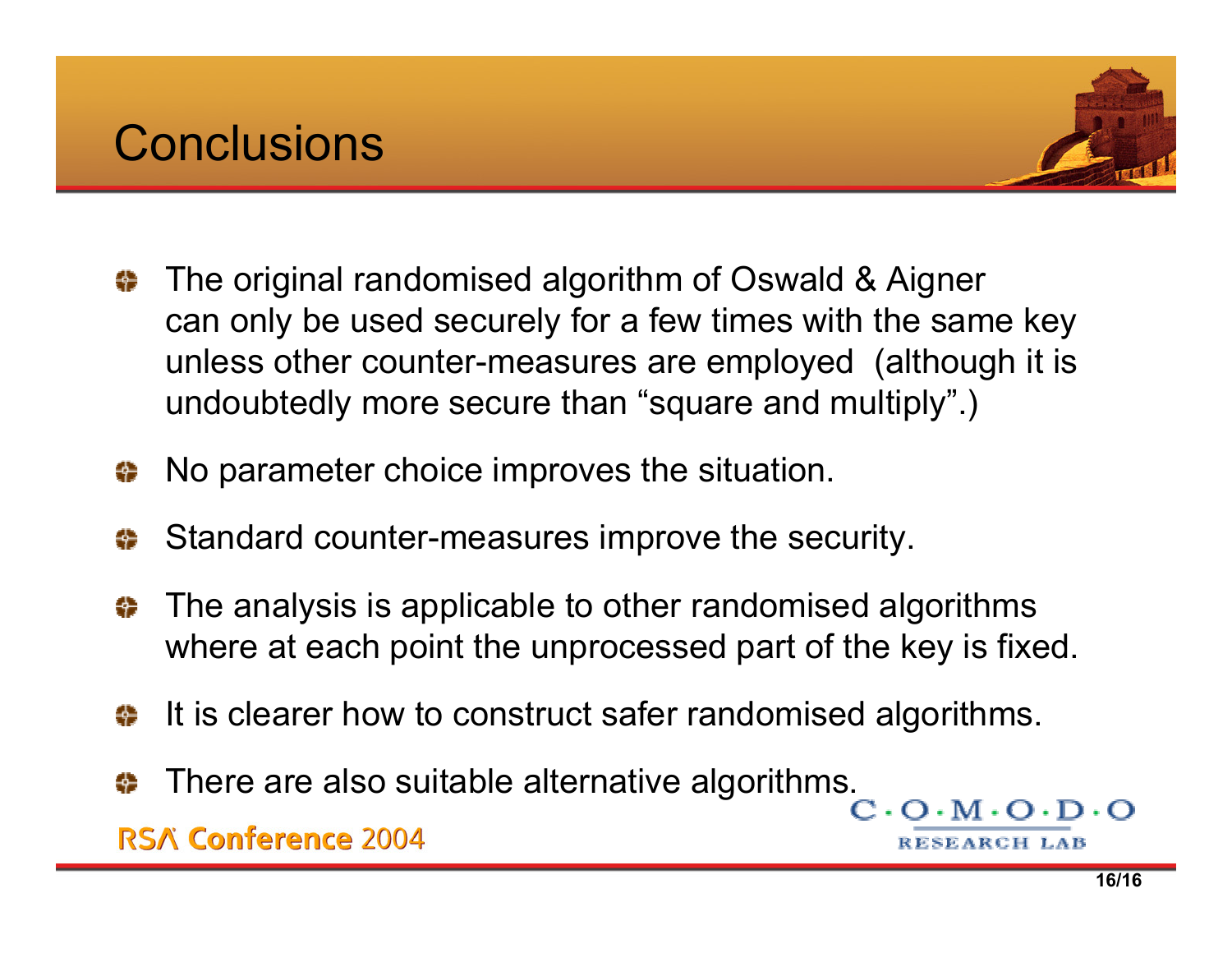# Conclusions

- The original randomised algorithm of Oswald & Aigner can only be used securely for a few times with the same key unless other counter-measures are employed (although it is undoubtedly more secure than “square and multiply”.)
- No parameter choice improves the situation.
- Standard counter-measures improve the security.
- The analysis is applicable to other randomised algorithms where at each point the unprocessed part of the key is fixed.
- It is clearer how to construct safer randomised algorithms.
- There are also suitable alternative algorithms.